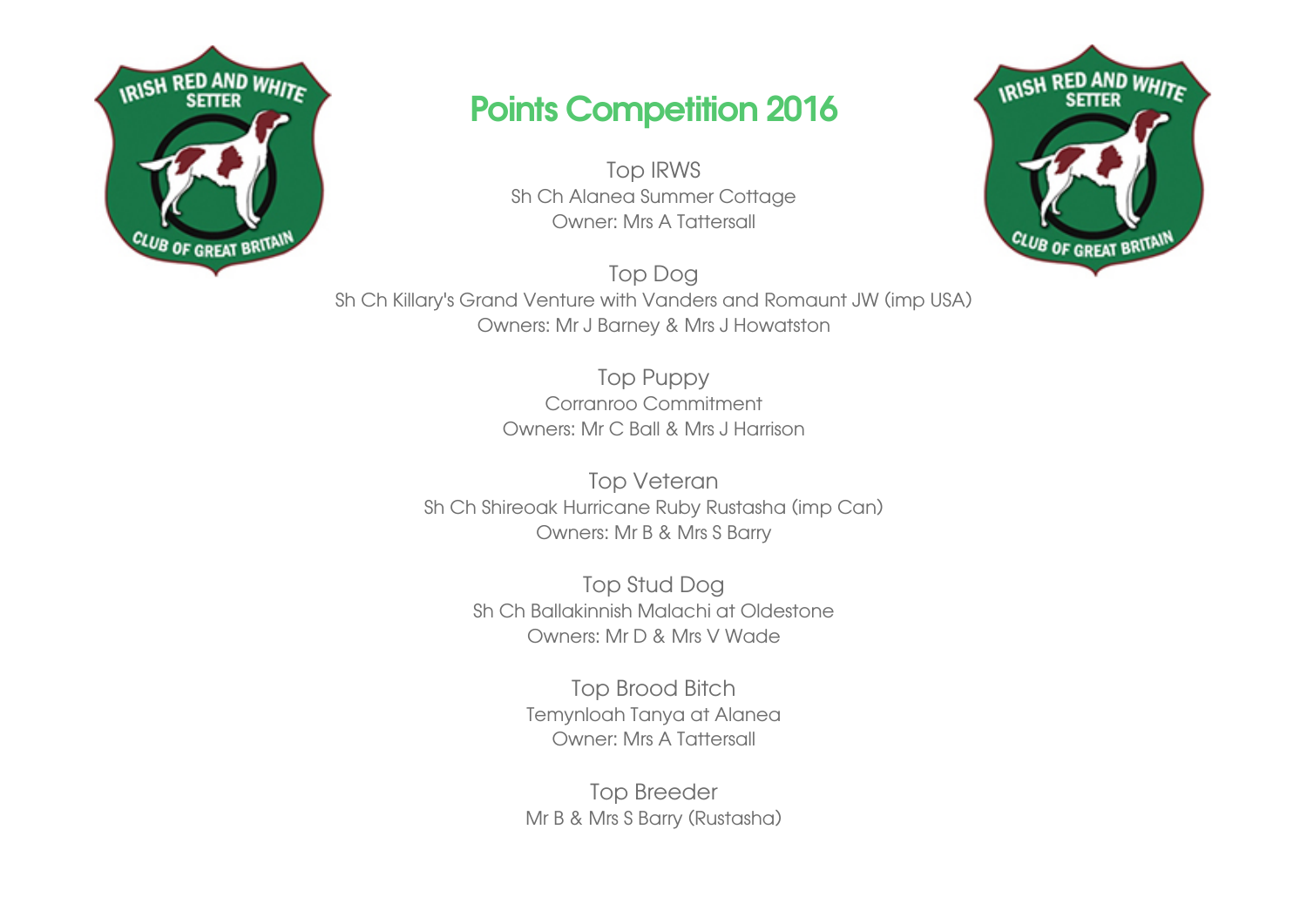# Points Competition 2016

### Top IRWS
Sh Ch Alanea Summer Cottage
Owner: Mrs A Tattersall

### Top Dog
Sh Ch Killary's Grand Venture with Vanders and Romaunt JW (imp USA)
Owners: Mr J Barney & Mrs J Howatston

### Top Puppy
Corranroo Commitment
Owners: Mr C Ball & Mrs J Harrison

### Top Veteran
Sh Ch Shireoak Hurricane Ruby Rustasha (imp Can)
Owners: Mr B & Mrs S Barry

### Top Stud Dog
Sh Ch Ballakinnish Malachi at Oldestone
Owners: Mr D & Mrs V Wade

### Top Brood Bitch
Temynloah Tanya at Alanea
Owner: Mrs A Tattersall

### Top Breeder
Mr B & Mrs S Barry (Rustasha)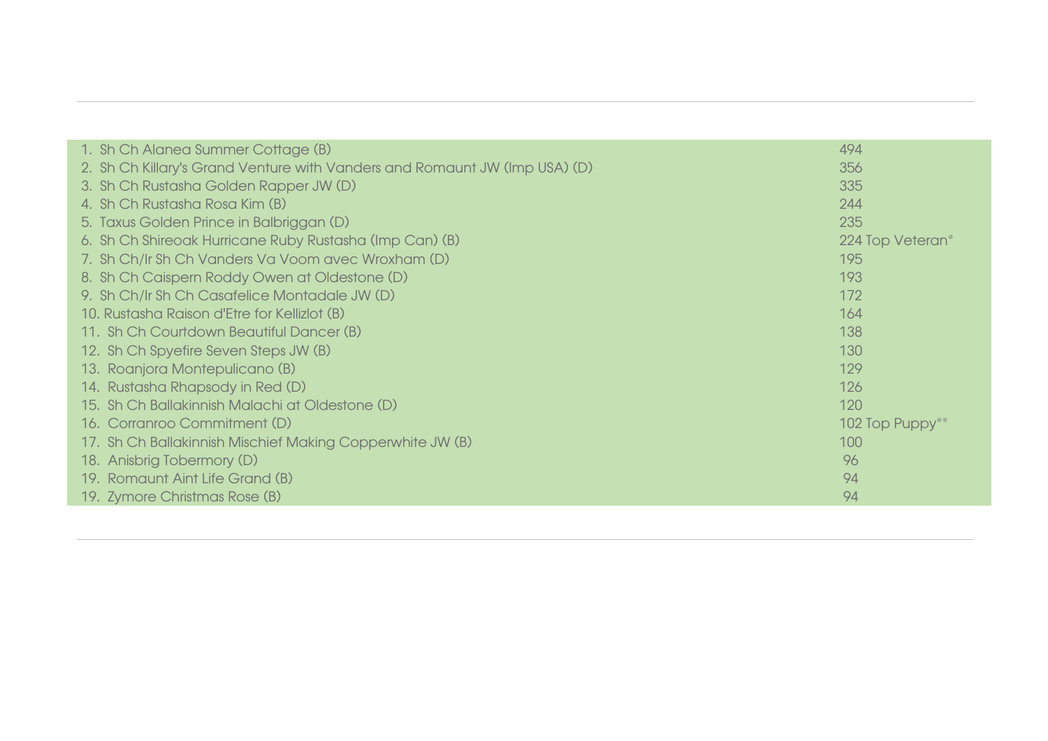| | |
|---|---|
| 1. Sh Ch Alanea Summer Cottage (B) | 494 |
| 2. Sh Ch Killary's Grand Venture with Vanders and Romaunt JW (Imp USA) (D) | 356 |
| 3. Sh Ch Rustasha Golden Rapper JW (D) | 335 |
| 4. Sh Ch Rustasha Rosa Kim (B) | 244 |
| 5. Taxus Golden Prince in Balbriggan (D) | 235 |
| 6. Sh Ch Shireoak Hurricane Ruby Rustasha (Imp Can) (B) | 224 Top Veteran* |
| 7. Sh Ch/Ir Sh Ch Vanders Va Voom avec Wroxham (D) | 195 |
| 8. Sh Ch Caispern Roddy Owen at Oldestone (D) | 193 |
| 9. Sh Ch/Ir Sh Ch Casafelice Montadale JW (D) | 172 |
| 10. Rustasha Raison d'Etre for Kellizlot (B) | 164 |
| 11. Sh Ch Courtdown Beautiful Dancer (B) | 138 |
| 12. Sh Ch Spyefire Seven Steps JW (B) | 130 |
| 13. Roanjora Montepulicano (B) | 129 |
| 14. Rustasha Rhapsody in Red (D) | 126 |
| 15. Sh Ch Ballakinnish Malachi at Oldestone (D) | 120 |
| 16. Corranroo Commitment (D) | 102 Top Puppy** |
| 17. Sh Ch Ballakinnish Mischief Making Copperwhite JW (B) | 100 |
| 18. Anisbrig Tobermory (D) | 96 |
| 19. Romaunt Aint Life Grand (B) | 94 |
| 19. Zymore Christmas Rose (B) | 94 |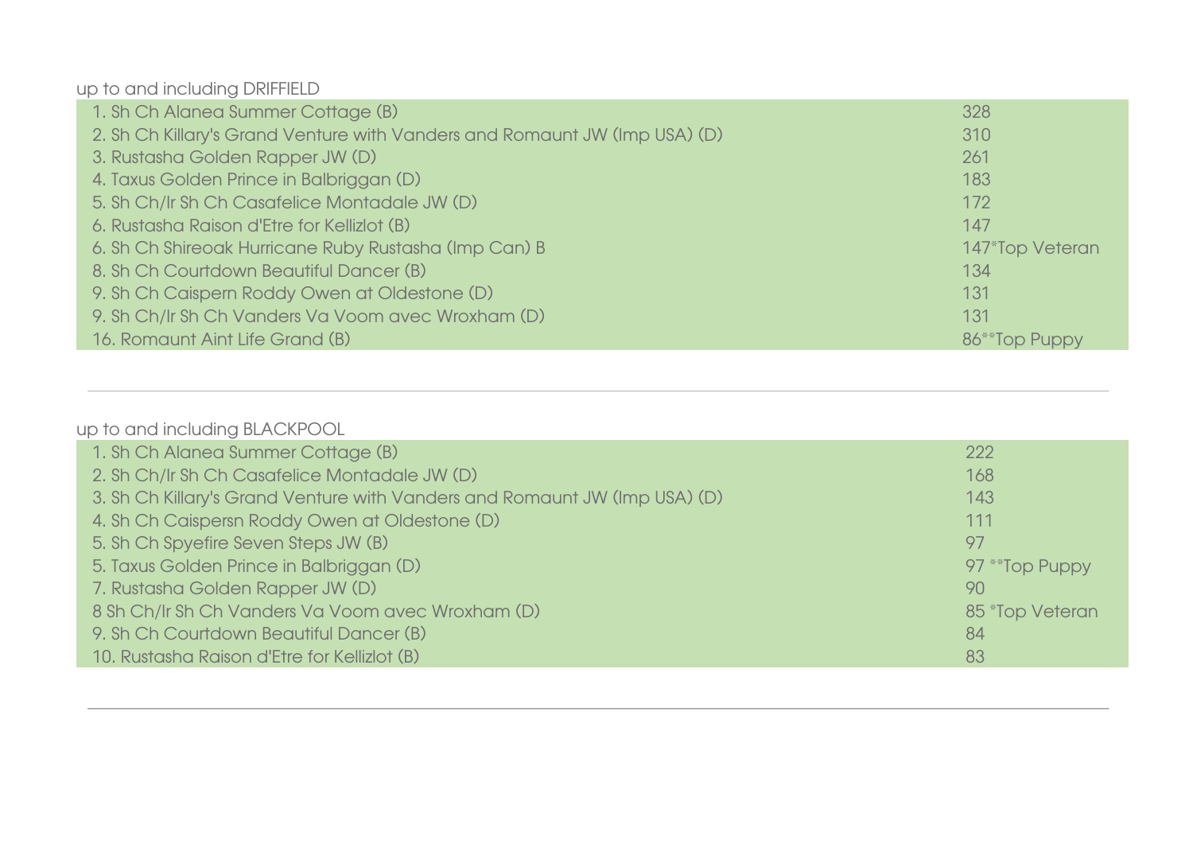up to and including DRIFFIELD

| | |
|---|---|
| 1. Sh Ch Alanea Summer Cottage (B) | 328 |
| 2. Sh Ch Killary's Grand Venture with Vanders and Romaunt JW (Imp USA) (D) | 310 |
| 3. Rustasha Golden Rapper JW (D) | 261 |
| 4. Taxus Golden Prince in Balbriggan (D) | 183 |
| 5. Sh Ch/Ir Sh Ch Casafelice Montadale JW (D) | 172 |
| 6. Rustasha Raison d'Etre for Kellizlot (B) | 147 |
| 6. Sh Ch Shireoak Hurricane Ruby Rustasha (Imp Can) B | 147*Top Veteran |
| 8. Sh Ch Courtdown Beautiful Dancer (B) | 134 |
| 9. Sh Ch Caispern Roddy Owen at Oldestone (D) | 131 |
| 9. Sh Ch/Ir Sh Ch Vanders Va Voom avec Wroxham (D) | 131 |
| 16. Romaunt Aint Life Grand (B) | 86**Top Puppy |

---

up to and including BLACKPOOL

| | |
|---|---|
| 1. Sh Ch Alanea Summer Cottage (B) | 222 |
| 2. Sh Ch/Ir Sh Ch Casafelice Montadale JW (D) | 168 |
| 3. Sh Ch Killary's Grand Venture with Vanders and Romaunt JW (Imp USA) (D) | 143 |
| 4. Sh Ch Caispersn Roddy Owen at Oldestone (D) | 111 |
| 5. Sh Ch Spyefire Seven Steps JW (B) | 97 |
| 5. Taxus Golden Prince in Balbriggan (D) | 97 **Top Puppy |
| 7. Rustasha Golden Rapper JW (D) | 90 |
| 8 Sh Ch/Ir Sh Ch Vanders Va Voom avec Wroxham (D) | 85 *Top Veteran |
| 9. Sh Ch Courtdown Beautiful Dancer (B) | 84 |
| 10. Rustasha Raison d'Etre for Kellizlot (B) | 83 |

---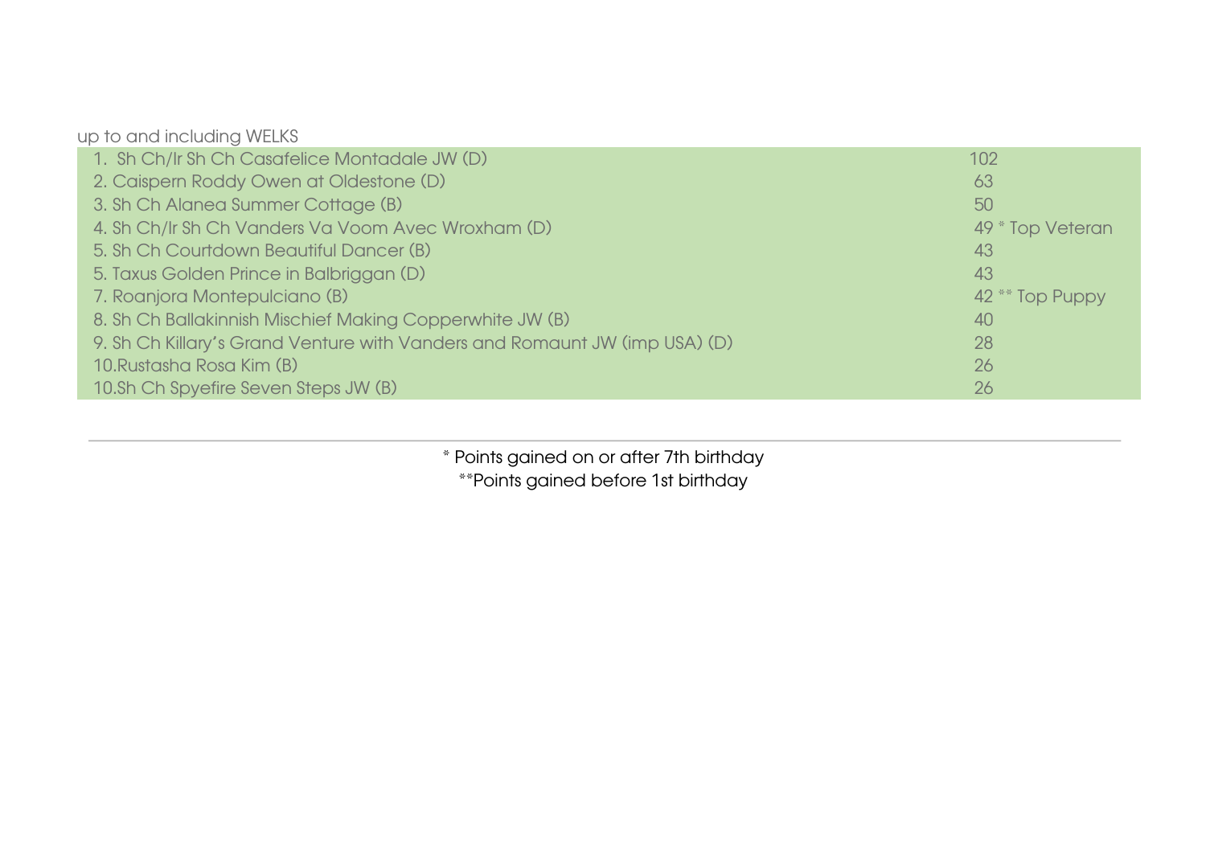up to and including WELKS

| | |
|---|---|
| 1. Sh Ch/Ir Sh Ch Casafelice Montadale JW (D) | 102 |
| 2. Caispern Roddy Owen at Oldestone (D) | 63 |
| 3. Sh Ch Alanea Summer Cottage (B) | 50 |
| 4. Sh Ch/Ir Sh Ch Vanders Va Voom Avec Wroxham (D) | 49 * Top Veteran |
| 5. Sh Ch Courtdown Beautiful Dancer (B) | 43 |
| 5. Taxus Golden Prince in Balbriggan (D) | 43 |
| 7. Roanjora Montepulciano (B) | 42 ** Top Puppy |
| 8. Sh Ch Ballakinnish Mischief Making Copperwhite JW (B) | 40 |
| 9. Sh Ch Killary's Grand Venture with Vanders and Romaunt JW (imp USA) (D) | 28 |
| 10.Rustasha Rosa Kim (B) | 26 |
| 10.Sh Ch Spyefire Seven Steps JW (B) | 26 |

---

* Points gained on or after 7th birthday

**Points gained before 1st birthday